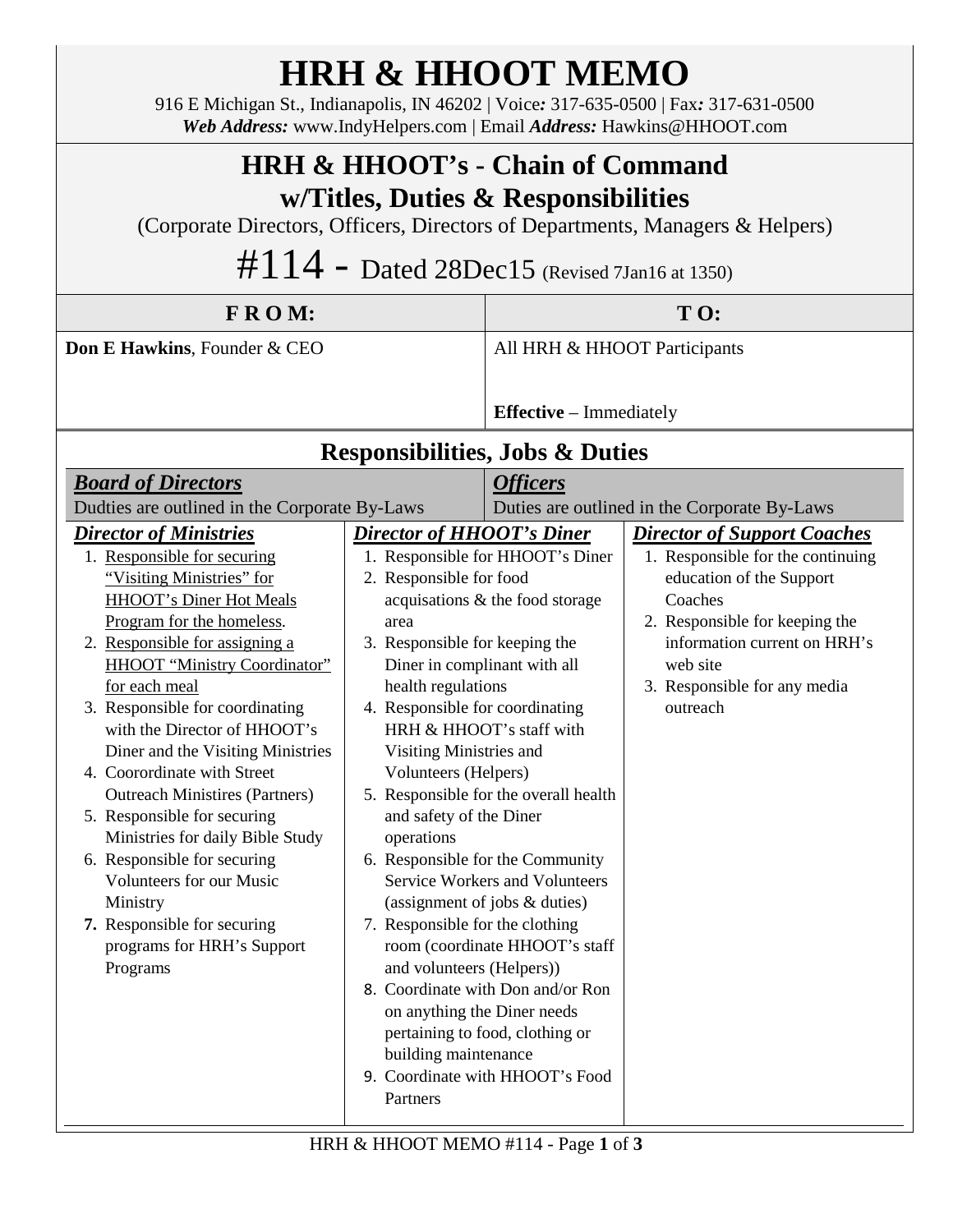# HRH & HHOOT MEMO

916 E Michigan St., Indianapolis, IN 46202 | Voice*:* 317-635-0500 | Fax*:* 317-631-0500
***Web Address:*** www.IndyHelpers.com | Email ***Address:*** Hawkins@HHOOT.com

## HRH & HHOOT's - Chain of Command w/Titles, Duties & Responsibilities

(Corporate Directors, Officers, Directors of Departments, Managers & Helpers)

## #114 - Dated 28Dec15 (Revised 7Jan16 at 1350)

| **F R O M:** | **T O:** |
|---|---|
| **Don E Hawkins**, Founder & CEO | All HRH & HHOOT Participants<br><br>**Effective** – Immediately |

## Responsibilities, Jobs & Duties

***Board of Directors***

Dudties are outlined in the Corporate By-Laws

***Officers***

Duties are outlined in the Corporate By-Laws

***Director of Ministries***

1. Responsible for securing "Visiting Ministries" for HHOOT's Diner Hot Meals Program for the homeless.
2. Responsible for assigning a HHOOT "Ministry Coordinator" for each meal
3. Responsible for coordinating with the Director of HHOOT's Diner and the Visiting Ministries
4. Coorordinate with Street Outreach Ministires (Partners)
5. Responsible for securing Ministries for daily Bible Study
6. Responsible for securing Volunteers for our Music Ministry
7. Responsible for securing programs for HRH's Support Programs

***Director of HHOOT's Diner***

1. Responsible for HHOOT's Diner
2. Responsible for food acquisations & the food storage area
3. Responsible for keeping the Diner in complinant with all health regulations
4. Responsible for coordinating HRH & HHOOT's staff with Visiting Ministries and Volunteers (Helpers)
5. Responsible for the overall health and safety of the Diner operations
6. Responsible for the Community Service Workers and Volunteers (assignment of jobs & duties)
7. Responsible for the clothing room (coordinate HHOOT's staff and volunteers (Helpers))
8. Coordinate with Don and/or Ron on anything the Diner needs pertaining to food, clothing or building maintenance
9. Coordinate with HHOOT's Food Partners

***Director of Support Coaches***

1. Responsible for the continuing education of the Support Coaches
2. Responsible for keeping the information current on HRH's web site
3. Responsible for any media outreach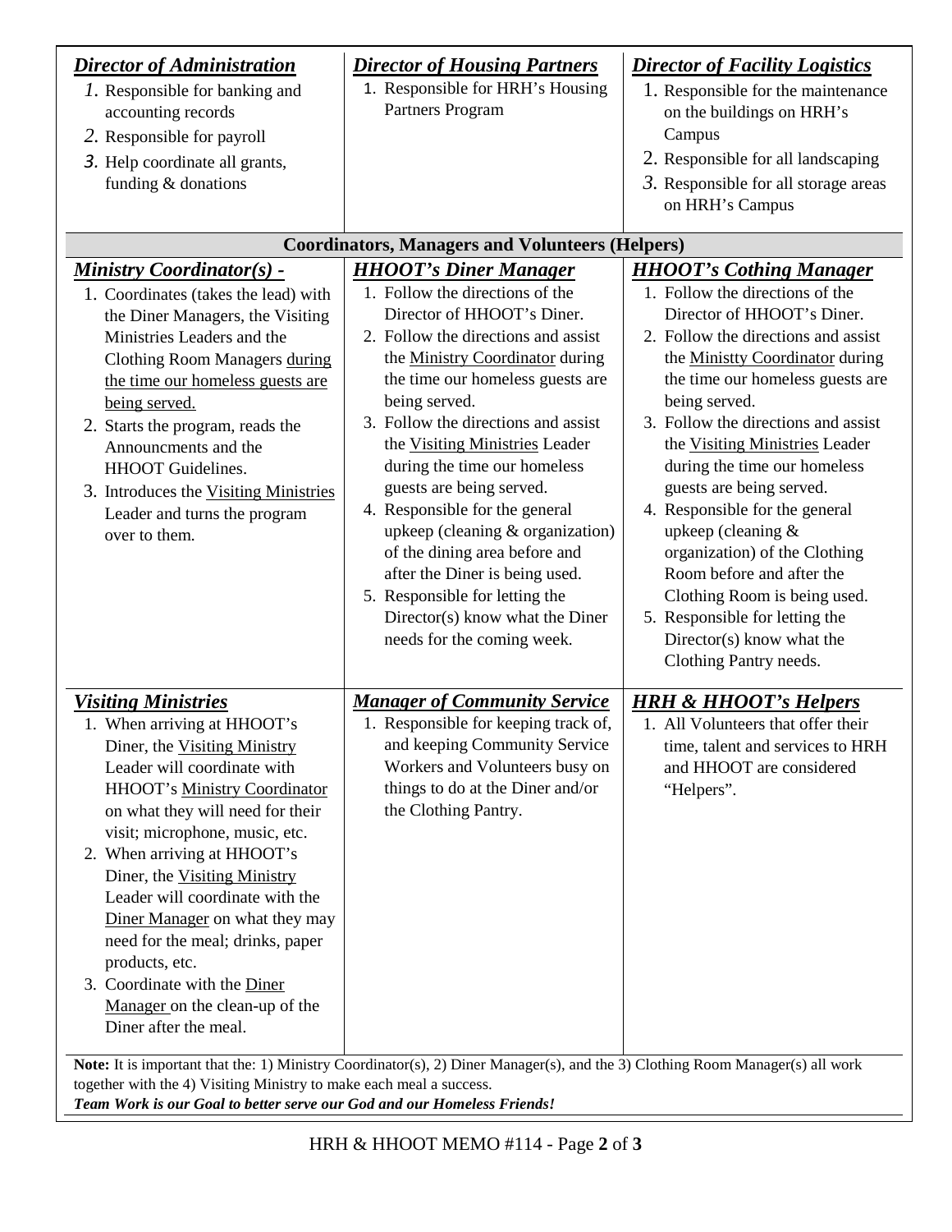| ***Director of Administration*** | ***Director of Housing Partners*** | ***Director of Facility Logistics*** |
|---|---|---|
| 1. Responsible for banking and accounting records<br>2. Responsible for payroll<br>3. Help coordinate all grants, funding & donations | 1. Responsible for HRH's Housing Partners Program | 1. Responsible for the maintenance on the buildings on HRH's Campus<br>2. Responsible for all landscaping<br>3. Responsible for all storage areas on HRH's Campus |
| **Coordinators, Managers and Volunteers (Helpers)** | | |
| ***Ministry Coordinator(s) -*** | ***HHOOT's Diner Manager*** | ***HHOOT's Cothing Manager*** |
| 1. Coordinates (takes the lead) with the Diner Managers, the Visiting Ministries Leaders and the Clothing Room Managers <u>during the time our homeless guests are being served.</u><br>2. Starts the program, reads the Announcments and the HHOOT Guidelines.<br>3. Introduces the <u>Visiting Ministries</u> Leader and turns the program over to them. | 1. Follow the directions of the Director of HHOOT's Diner.<br>2. Follow the directions and assist the <u>Ministry Coordinator</u> during the time our homeless guests are being served.<br>3. Follow the directions and assist the <u>Visiting Ministries</u> Leader during the time our homeless guests are being served.<br>4. Responsible for the general upkeep (cleaning & organization) of the dining area before and after the Diner is being used.<br>5. Responsible for letting the Director(s) know what the Diner needs for the coming week. | 1. Follow the directions of the Director of HHOOT's Diner.<br>2. Follow the directions and assist the <u>Ministty Coordinator</u> during the time our homeless guests are being served.<br>3. Follow the directions and assist the <u>Visiting Ministries</u> Leader during the time our homeless guests are being served.<br>4. Responsible for the general upkeep (cleaning & organization) of the Clothing Room before and after the Clothing Room is being used.<br>5. Responsible for letting the Director(s) know what the Clothing Pantry needs. |
| ***Visiting Ministries*** | ***Manager of Community Service*** | ***HRH & HHOOT's Helpers*** |
| 1. When arriving at HHOOT's Diner, the <u>Visiting Ministry</u> Leader will coordinate with HHOOT's <u>Ministry Coordinator</u> on what they will need for their visit; microphone, music, etc.<br>2. When arriving at HHOOT's Diner, the <u>Visiting Ministry</u> Leader will coordinate with the <u>Diner Manager</u> on what they may need for the meal; drinks, paper products, etc.<br>3. Coordinate with the <u>Diner Manager</u> on the clean-up of the Diner after the meal. | 1. Responsible for keeping track of, and keeping Community Service Workers and Volunteers busy on things to do at the Diner and/or the Clothing Pantry. | 1. All Volunteers that offer their time, talent and services to HRH and HHOOT are considered "Helpers". |

**Note:** It is important that the: 1) Ministry Coordinator(s), 2) Diner Manager(s), and the 3) Clothing Room Manager(s) all work together with the 4) Visiting Ministry to make each meal a success.

***Team Work is our Goal to better serve our God and our Homeless Friends!***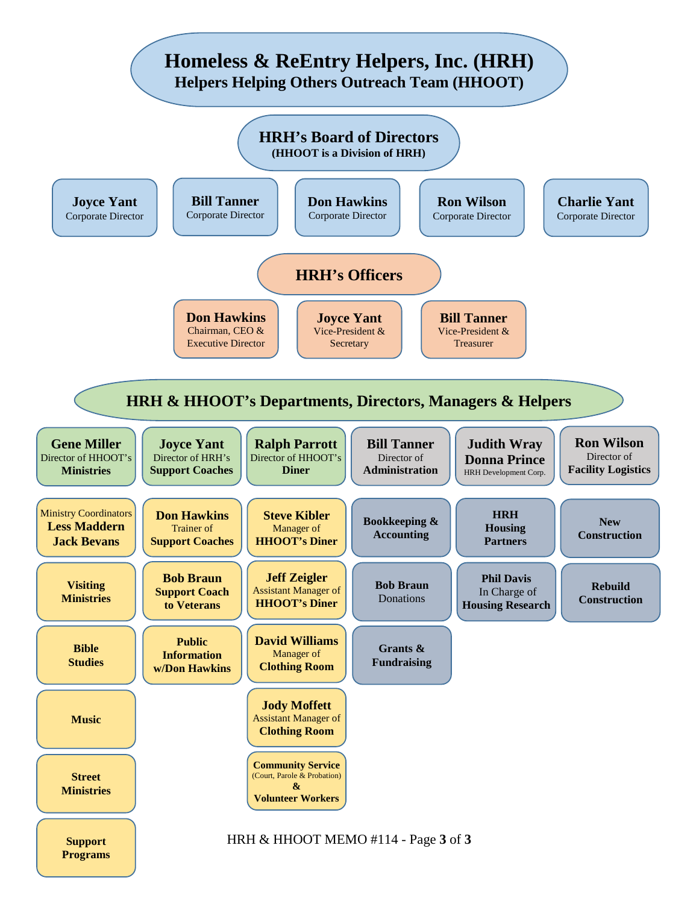# Homeless & ReEntry Helpers, Inc. (HRH)

## Helpers Helping Others Outreach Team (HHOOT)

## HRH's Board of Directors

**(HHOOT is a Division of HRH)**

- **Joyce Yant** — Corporate Director
- **Bill Tanner** — Corporate Director
- **Don Hawkins** — Corporate Director
- **Ron Wilson** — Corporate Director
- **Charlie Yant** — Corporate Director

## HRH's Officers

- **Don Hawkins** — Chairman, CEO & Executive Director
- **Joyce Yant** — Vice-President & Secretary
- **Bill Tanner** — Vice-President & Treasurer

## HRH & HHOOT's Departments, Directors, Managers & Helpers

### Gene Miller — Director of HHOOT's **Ministries**

- Ministry Coordinators **Less Maddern**, **Jack Bevans**
- **Visiting Ministries**
- **Bible Studies**
- **Music**
- **Street Ministries**
- **Support Programs**

### Joyce Yant — Director of HRH's **Support Coaches**

- **Don Hawkins** — Trainer of **Support Coaches**
- **Bob Braun** — **Support Coach to Veterans**
- **Public Information w/Don Hawkins**

### Ralph Parrott — Director of HHOOT's **Diner**

- **Steve Kibler** — Manager of **HHOOT's Diner**
- **Jeff Zeigler** — Assistant Manager of **HHOOT's Diner**
- **David Williams** — Manager of **Clothing Room**
- **Jody Moffett** — Assistant Manager of **Clothing Room**
- **Community Service** (Court, Parole & Probation) **& Volunteer Workers**

### Bill Tanner — Director of **Administration**

- **Bookkeeping & Accounting**
- **Bob Braun** — Donations
- **Grants & Fundraising**

### Judith Wray, Donna Prince — HRH Development Corp.

- **HRH Housing Partners**
- **Phil Davis** — In Charge of **Housing Research**

### Ron Wilson — Director of **Facility Logistics**

- **New Construction**
- **Rebuild Construction**